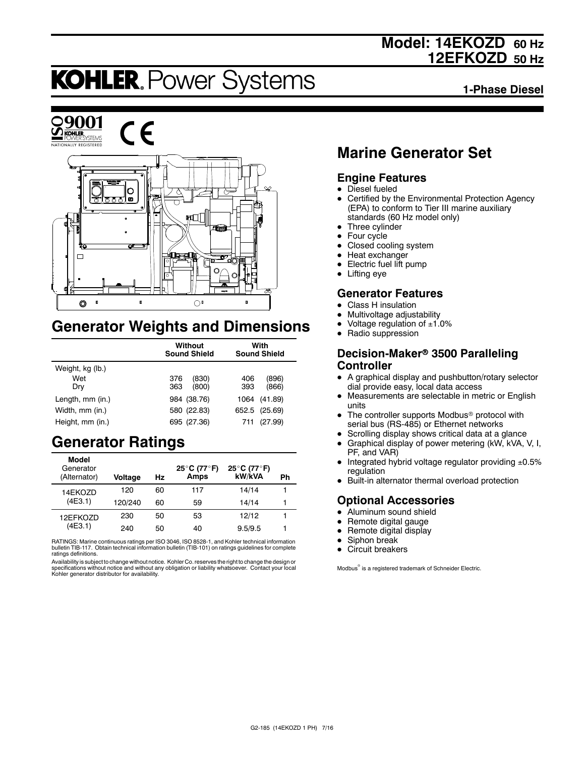# Model: 14EKOZD 60 Hz
# 12EFKOZD 50 Hz

**KOHLER. Power Systems**

**1-Phase Diesel**

## Marine Generator Set

### Engine Features

- Diesel fueled
- Certified by the Environmental Protection Agency (EPA) to conform to Tier III marine auxiliary standards (60 Hz model only)
- Three cylinder
- Four cycle
- Closed cooling system
- Heat exchanger
- Electric fuel lift pump
- Lifting eye

### Generator Features

- Class H insulation
- Multivoltage adjustability
- Voltage regulation of ±1.0%
- Radio suppression

### Decision-Maker® 3500 Paralleling Controller

- A graphical display and pushbutton/rotary selector dial provide easy, local data access
- Measurements are selectable in metric or English units
- The controller supports Modbus® protocol with serial bus (RS-485) or Ethernet networks
- Scrolling display shows critical data at a glance
- Graphical display of power metering (kW, kVA, V, I, PF, and VAR)
- Integrated hybrid voltage regulator providing ±0.5% regulation
- Built-in alternator thermal overload protection

### Optional Accessories

- Aluminum sound shield
- Remote digital gauge
- Remote digital display
- Siphon break
- Circuit breakers

Modbus® is a registered trademark of Schneider Electric.

## Generator Weights and Dimensions

| | Without Sound Shield | With Sound Shield |
|---|---|---|
| Weight, kg (lb.) | | |
| Wet | 376 (830) | 406 (896) |
| Dry | 363 (800) | 393 (866) |
| Length, mm (in.) | 984 (38.76) | 1064 (41.89) |
| Width, mm (in.) | 580 (22.83) | 652.5 (25.69) |
| Height, mm (in.) | 695 (27.36) | 711 (27.99) |

## Generator Ratings

| Model Generator (Alternator) | Voltage | Hz | 25°C (77°F) Amps | 25°C (77°F) kW/kVA | Ph |
|---|---|---|---|---|---|
| 14EKOZD (4E3.1) | 120 | 60 | 117 | 14/14 | 1 |
| | 120/240 | 60 | 59 | 14/14 | 1 |
| 12EFKOZD (4E3.1) | 230 | 50 | 53 | 12/12 | 1 |
| | 240 | 50 | 40 | 9.5/9.5 | 1 |

RATINGS: Marine continuous ratings per ISO 3046, ISO 8528-1, and Kohler technical information bulletin TIB-117. Obtain technical information bulletin (TIB-101) on ratings guidelines for complete ratings definitions.

Availability is subject to change without notice. Kohler Co. reserves the right to change the design or specifications without notice and without any obligation or liability whatsoever. Contact your local Kohler generator distributor for availability.

G2-185 (14EKOZD 1 PH) 7/16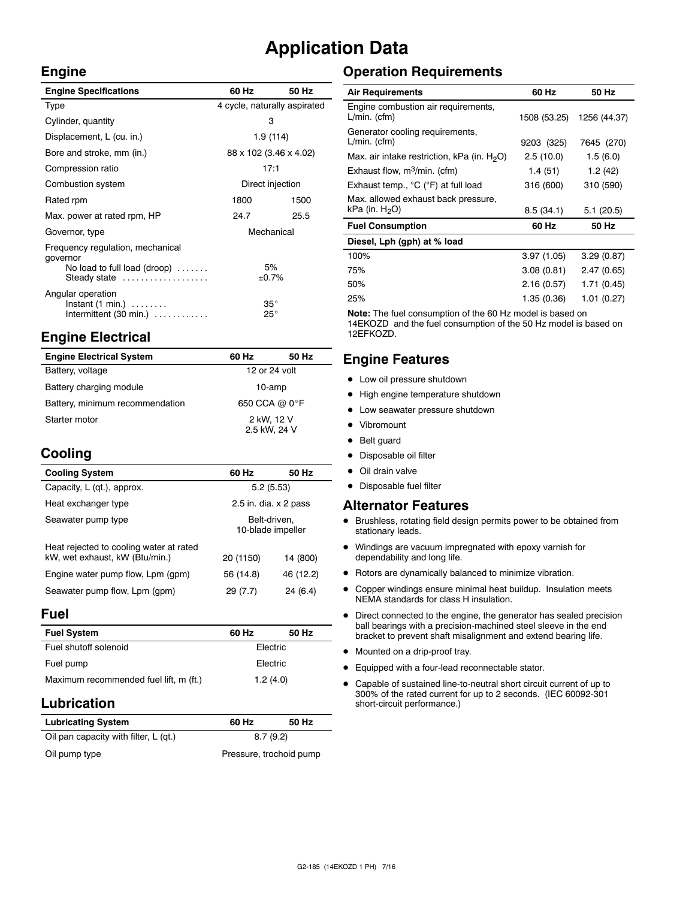# Application Data

## Engine

| Engine Specifications | 60 Hz | 50 Hz |
|---|---|---|
| Type | 4 cycle, naturally aspirated | |
| Cylinder, quantity | 3 | |
| Displacement, L (cu. in.) | 1.9 (114) | |
| Bore and stroke, mm (in.) | 88 x 102 (3.46 x 4.02) | |
| Compression ratio | 17:1 | |
| Combustion system | Direct injection | |
| Rated rpm | 1800 | 1500 |
| Max. power at rated rpm, HP | 24.7 | 25.5 |
| Governor, type | Mechanical | |
| Frequency regulation, mechanical governor | | |
| No load to full load (droop) | 5% | |
| Steady state | ±0.7% | |
| Angular operation | | |
| Instant (1 min.) | 35° | |
| Intermittent (30 min.) | 25° | |

## Engine Electrical

| Engine Electrical System | 60 Hz | 50 Hz |
|---|---|---|
| Battery, voltage | 12 or 24 volt | |
| Battery charging module | 10-amp | |
| Battery, minimum recommendation | 650 CCA @ 0°F | |
| Starter motor | 2 kW, 12 V<br>2.5 kW, 24 V | |

## Cooling

| Cooling System | 60 Hz | 50 Hz |
|---|---|---|
| Capacity, L (qt.), approx. | 5.2 (5.53) | |
| Heat exchanger type | 2.5 in. dia. x 2 pass | |
| Seawater pump type | Belt-driven, 10-blade impeller | |
| Heat rejected to cooling water at rated kW, wet exhaust, kW (Btu/min.) | 20 (1150) | 14 (800) |
| Engine water pump flow, Lpm (gpm) | 56 (14.8) | 46 (12.2) |
| Seawater pump flow, Lpm (gpm) | 29 (7.7) | 24 (6.4) |

## Fuel

| Fuel System | 60 Hz | 50 Hz |
|---|---|---|
| Fuel shutoff solenoid | Electric | |
| Fuel pump | Electric | |
| Maximum recommended fuel lift, m (ft.) | 1.2 (4.0) | |

## Lubrication

| Lubricating System | 60 Hz | 50 Hz |
|---|---|---|
| Oil pan capacity with filter, L (qt.) | 8.7 (9.2) | |
| Oil pump type | Pressure, trochoid pump | |

## Operation Requirements

| Air Requirements | 60 Hz | 50 Hz |
|---|---|---|
| Engine combustion air requirements, L/min. (cfm) | 1508 (53.25) | 1256 (44.37) |
| Generator cooling requirements, L/min. (cfm) | 9203 (325) | 7645 (270) |
| Max. air intake restriction, kPa (in. $H_2O$) | 2.5 (10.0) | 1.5 (6.0) |
| Exhaust flow, $m^3$/min. (cfm) | 1.4 (51) | 1.2 (42) |
| Exhaust temp., °C (°F) at full load | 316 (600) | 310 (590) |
| Max. allowed exhaust back pressure, kPa (in. $H_2O$) | 8.5 (34.1) | 5.1 (20.5) |
| **Fuel Consumption** | **60 Hz** | **50 Hz** |
| **Diesel, Lph (gph) at % load** | | |
| 100% | 3.97 (1.05) | 3.29 (0.87) |
| 75% | 3.08 (0.81) | 2.47 (0.65) |
| 50% | 2.16 (0.57) | 1.71 (0.45) |
| 25% | 1.35 (0.36) | 1.01 (0.27) |

**Note:** The fuel consumption of the 60 Hz model is based on 14EKOZD and the fuel consumption of the 50 Hz model is based on 12EFKOZD.

## Engine Features

- Low oil pressure shutdown
- High engine temperature shutdown
- Low seawater pressure shutdown
- Vibromount
- Belt guard
- Disposable oil filter
- Oil drain valve
- Disposable fuel filter

## Alternator Features

- Brushless, rotating field design permits power to be obtained from stationary leads.
- Windings are vacuum impregnated with epoxy varnish for dependability and long life.
- Rotors are dynamically balanced to minimize vibration.
- Copper windings ensure minimal heat buildup. Insulation meets NEMA standards for class H insulation.
- Direct connected to the engine, the generator has sealed precision ball bearings with a precision-machined steel sleeve in the end bracket to prevent shaft misalignment and extend bearing life.
- Mounted on a drip-proof tray.
- Equipped with a four-lead reconnectable stator.
- Capable of sustained line-to-neutral short circuit current of up to 300% of the rated current for up to 2 seconds. (IEC 60092-301 short-circuit performance.)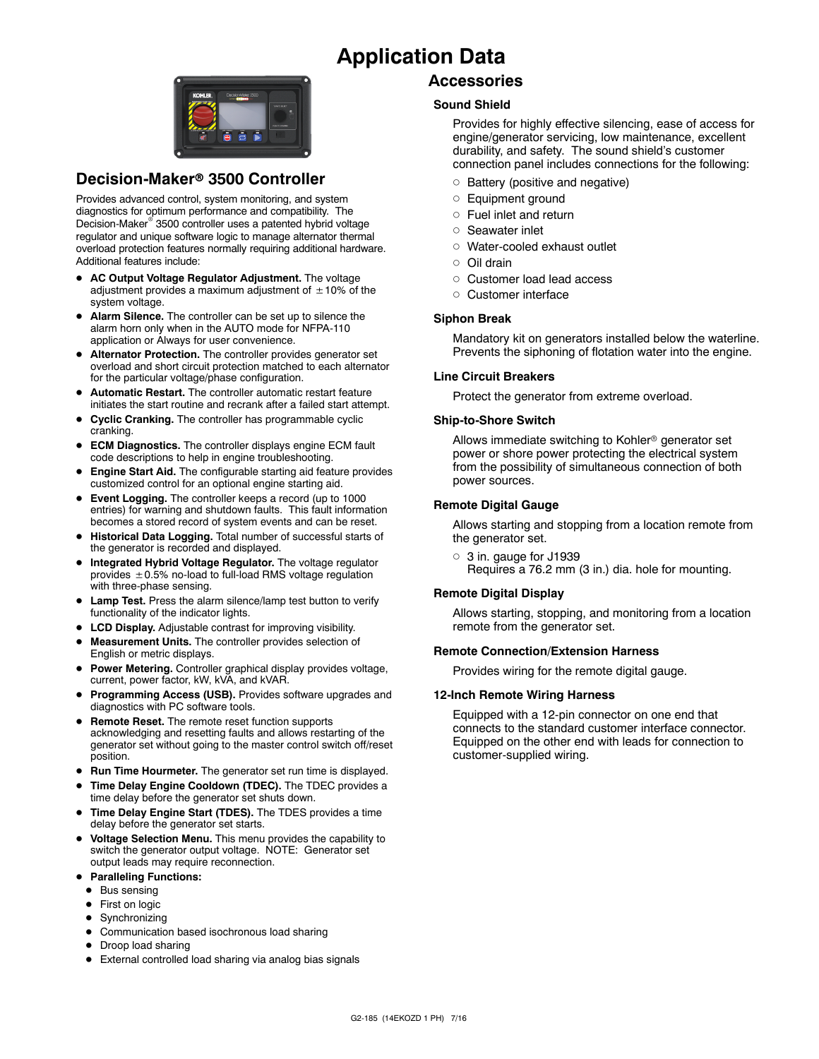# Application Data

## Decision-Maker® 3500 Controller

Provides advanced control, system monitoring, and system diagnostics for optimum performance and compatibility. The Decision-Maker® 3500 controller uses a patented hybrid voltage regulator and unique software logic to manage alternator thermal overload protection features normally requiring additional hardware. Additional features include:

- **AC Output Voltage Regulator Adjustment.** The voltage adjustment provides a maximum adjustment of ±10% of the system voltage.
- **Alarm Silence.** The controller can be set up to silence the alarm horn only when in the AUTO mode for NFPA-110 application or Always for user convenience.
- **Alternator Protection.** The controller provides generator set overload and short circuit protection matched to each alternator for the particular voltage/phase configuration.
- **Automatic Restart.** The controller automatic restart feature initiates the start routine and recrank after a failed start attempt.
- **Cyclic Cranking.** The controller has programmable cyclic cranking.
- **ECM Diagnostics.** The controller displays engine ECM fault code descriptions to help in engine troubleshooting.
- **Engine Start Aid.** The configurable starting aid feature provides customized control for an optional engine starting aid.
- **Event Logging.** The controller keeps a record (up to 1000 entries) for warning and shutdown faults. This fault information becomes a stored record of system events and can be reset.
- **Historical Data Logging.** Total number of successful starts of the generator is recorded and displayed.
- **Integrated Hybrid Voltage Regulator.** The voltage regulator provides ±0.5% no-load to full-load RMS voltage regulation with three-phase sensing.
- **Lamp Test.** Press the alarm silence/lamp test button to verify functionality of the indicator lights.
- **LCD Display.** Adjustable contrast for improving visibility.
- **Measurement Units.** The controller provides selection of English or metric displays.
- **Power Metering.** Controller graphical display provides voltage, current, power factor, kW, kVA, and kVAR.
- **Programming Access (USB).** Provides software upgrades and diagnostics with PC software tools.
- **Remote Reset.** The remote reset function supports acknowledging and resetting faults and allows restarting of the generator set without going to the master control switch off/reset position.
- **Run Time Hourmeter.** The generator set run time is displayed.
- **Time Delay Engine Cooldown (TDEC).** The TDEC provides a time delay before the generator set shuts down.
- **Time Delay Engine Start (TDES).** The TDES provides a time delay before the generator set starts.
- **Voltage Selection Menu.** This menu provides the capability to switch the generator output voltage. NOTE: Generator set output leads may require reconnection.
- **Paralleling Functions:**
  - Bus sensing
  - First on logic
  - Synchronizing
  - Communication based isochronous load sharing
  - Droop load sharing
  - External controlled load sharing via analog bias signals

## Accessories

### Sound Shield

Provides for highly effective silencing, ease of access for engine/generator servicing, low maintenance, excellent durability, and safety. The sound shield's customer connection panel includes connections for the following:

- Battery (positive and negative)
- Equipment ground
- Fuel inlet and return
- Seawater inlet
- Water-cooled exhaust outlet
- Oil drain
- Customer load lead access
- Customer interface

### Siphon Break

Mandatory kit on generators installed below the waterline. Prevents the siphoning of flotation water into the engine.

### Line Circuit Breakers

Protect the generator from extreme overload.

### Ship-to-Shore Switch

Allows immediate switching to Kohler® generator set power or shore power protecting the electrical system from the possibility of simultaneous connection of both power sources.

### Remote Digital Gauge

Allows starting and stopping from a location remote from the generator set.

- 3 in. gauge for J1939
  Requires a 76.2 mm (3 in.) dia. hole for mounting.

### Remote Digital Display

Allows starting, stopping, and monitoring from a location remote from the generator set.

### Remote Connection/Extension Harness

Provides wiring for the remote digital gauge.

### 12-Inch Remote Wiring Harness

Equipped with a 12-pin connector on one end that connects to the standard customer interface connector. Equipped on the other end with leads for connection to customer-supplied wiring.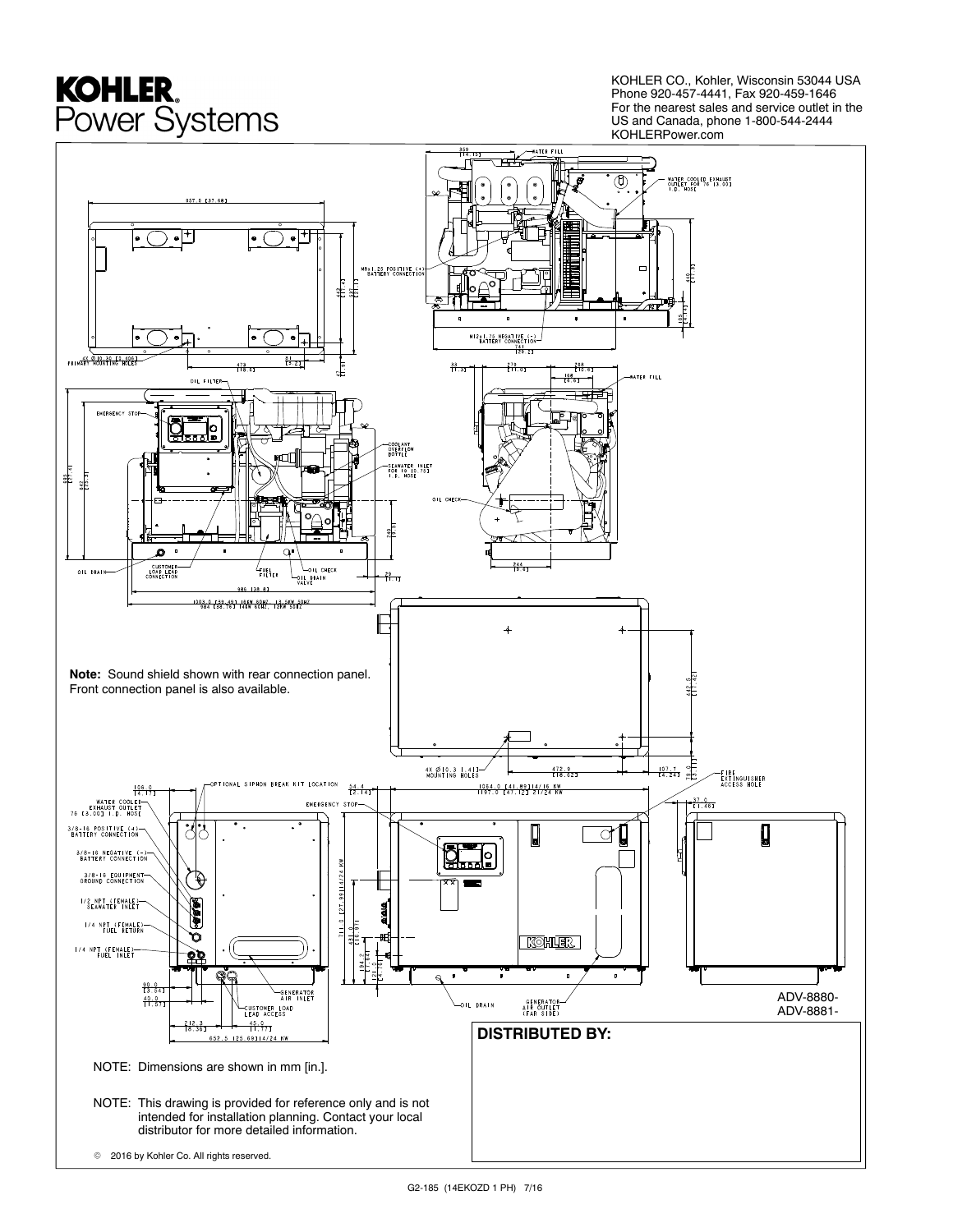**KOHLER.** Power Systems

KOHLER CO., Kohler, Wisconsin 53044 USA
Phone 920-457-4441, Fax 920-459-1646
For the nearest sales and service outlet in the US and Canada, phone 1-800-544-2444
KOHLERPower.com

**Note:** Sound shield shown with rear connection panel. Front connection panel is also available.

ADV-8880-
ADV-8881-

NOTE: Dimensions are shown in mm [in.].

NOTE: This drawing is provided for reference only and is not intended for installation planning. Contact your local distributor for more detailed information.

© 2016 by Kohler Co. All rights reserved.

**DISTRIBUTED BY:**

G2-185 (14EKOZD 1 PH) 7/16